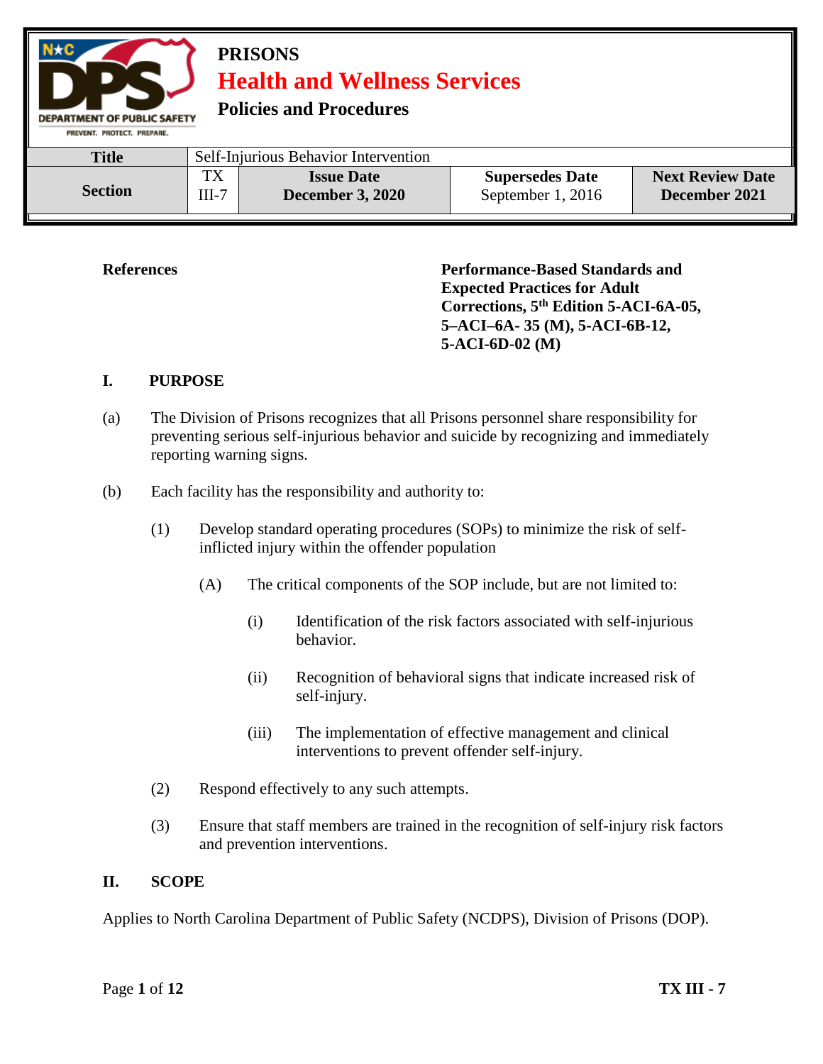# PRISONS

## Health and Wellness Services

### Policies and Procedures

| Title | Self-Injurious Behavior Intervention | | | |
|---|---|---|---|---|
| **Section** | TX III-7 | **Issue Date** **December 3, 2020** | **Supersedes Date** September 1, 2016 | **Next Review Date** **December 2021** |

**References**

**Performance-Based Standards and Expected Practices for Adult Corrections, 5th Edition 5-ACI-6A-05, 5–ACI–6A- 35 (M), 5-ACI-6B-12, 5-ACI-6D-02 (M)**

**I. PURPOSE**

(a) The Division of Prisons recognizes that all Prisons personnel share responsibility for preventing serious self-injurious behavior and suicide by recognizing and immediately reporting warning signs.

(b) Each facility has the responsibility and authority to:

(1) Develop standard operating procedures (SOPs) to minimize the risk of self-inflicted injury within the offender population

(A) The critical components of the SOP include, but are not limited to:

(i) Identification of the risk factors associated with self-injurious behavior.

(ii) Recognition of behavioral signs that indicate increased risk of self-injury.

(iii) The implementation of effective management and clinical interventions to prevent offender self-injury.

(2) Respond effectively to any such attempts.

(3) Ensure that staff members are trained in the recognition of self-injury risk factors and prevention interventions.

**II. SCOPE**

Applies to North Carolina Department of Public Safety (NCDPS), Division of Prisons (DOP).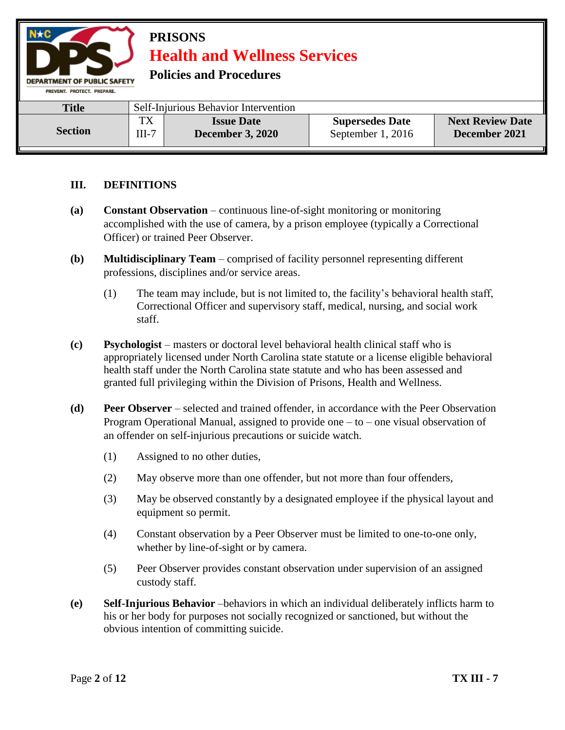## III. DEFINITIONS

**(a)** **Constant Observation** – continuous line-of-sight monitoring or monitoring accomplished with the use of camera, by a prison employee (typically a Correctional Officer) or trained Peer Observer.

**(b)** **Multidisciplinary Team** – comprised of facility personnel representing different professions, disciplines and/or service areas.

(1) The team may include, but is not limited to, the facility's behavioral health staff, Correctional Officer and supervisory staff, medical, nursing, and social work staff.

**(c)** **Psychologist** – masters or doctoral level behavioral health clinical staff who is appropriately licensed under North Carolina state statute or a license eligible behavioral health staff under the North Carolina state statute and who has been assessed and granted full privileging within the Division of Prisons, Health and Wellness.

**(d)** **Peer Observer** – selected and trained offender, in accordance with the Peer Observation Program Operational Manual, assigned to provide one – to – one visual observation of an offender on self-injurious precautions or suicide watch.

(1) Assigned to no other duties,

(2) May observe more than one offender, but not more than four offenders,

(3) May be observed constantly by a designated employee if the physical layout and equipment so permit.

(4) Constant observation by a Peer Observer must be limited to one-to-one only, whether by line-of-sight or by camera.

(5) Peer Observer provides constant observation under supervision of an assigned custody staff.

**(e)** **Self-Injurious Behavior** –behaviors in which an individual deliberately inflicts harm to his or her body for purposes not socially recognized or sanctioned, but without the obvious intention of committing suicide.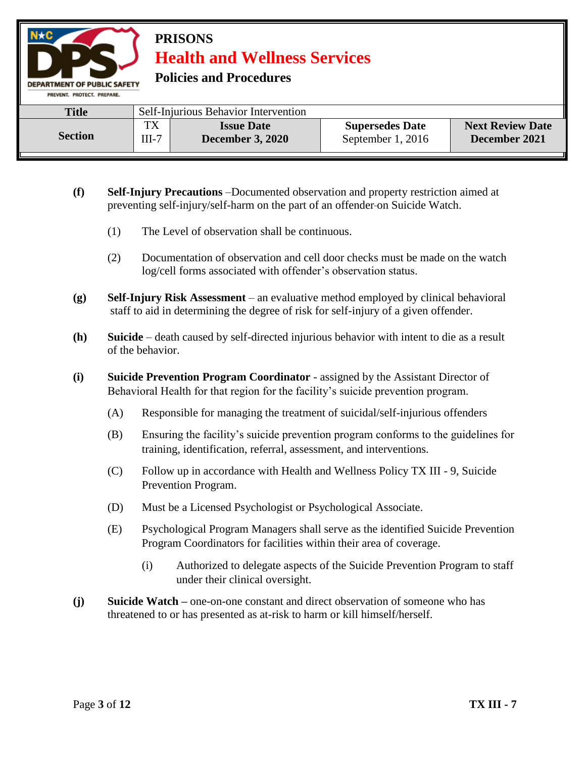**(f)** **Self-Injury Precautions** –Documented observation and property restriction aimed at preventing self-injury/self-harm on the part of an offender on Suicide Watch.

(1) The Level of observation shall be continuous.

(2) Documentation of observation and cell door checks must be made on the watch log/cell forms associated with offender's observation status.

**(g)** **Self-Injury Risk Assessment** – an evaluative method employed by clinical behavioral staff to aid in determining the degree of risk for self-injury of a given offender.

**(h)** **Suicide** – death caused by self-directed injurious behavior with intent to die as a result of the behavior.

**(i)** **Suicide Prevention Program Coordinator** - assigned by the Assistant Director of Behavioral Health for that region for the facility's suicide prevention program.

(A) Responsible for managing the treatment of suicidal/self-injurious offenders

(B) Ensuring the facility's suicide prevention program conforms to the guidelines for training, identification, referral, assessment, and interventions.

(C) Follow up in accordance with Health and Wellness Policy TX III - 9, Suicide Prevention Program.

(D) Must be a Licensed Psychologist or Psychological Associate.

(E) Psychological Program Managers shall serve as the identified Suicide Prevention Program Coordinators for facilities within their area of coverage.

(i) Authorized to delegate aspects of the Suicide Prevention Program to staff under their clinical oversight.

**(j)** **Suicide Watch –** one-on-one constant and direct observation of someone who has threatened to or has presented as at-risk to harm or kill himself/herself.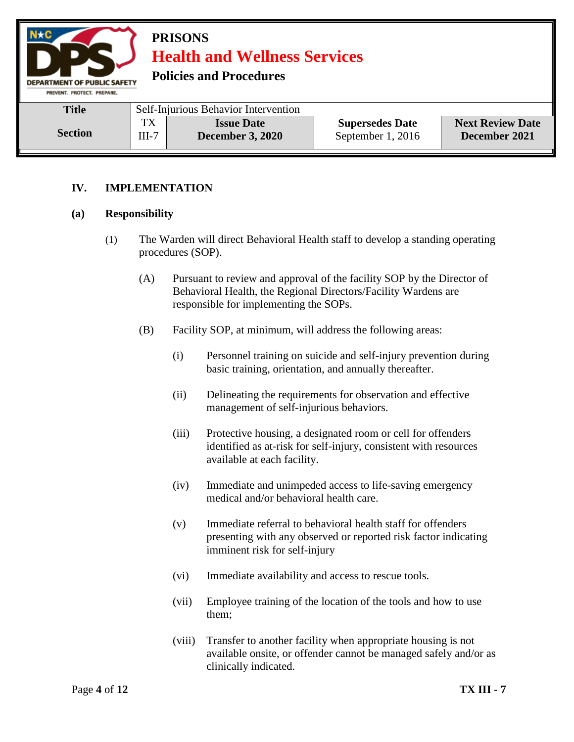| Title | Self-Injurious Behavior Intervention | | | |
|---|---|---|---|---|
| **Section** | TX III-7 | **Issue Date** **December 3, 2020** | **Supersedes Date** September 1, 2016 | **Next Review Date** **December 2021** |

## IV. IMPLEMENTATION

### (a) Responsibility

(1) The Warden will direct Behavioral Health staff to develop a standing operating procedures (SOP).

(A) Pursuant to review and approval of the facility SOP by the Director of Behavioral Health, the Regional Directors/Facility Wardens are responsible for implementing the SOPs.

(B) Facility SOP, at minimum, will address the following areas:

(i) Personnel training on suicide and self-injury prevention during basic training, orientation, and annually thereafter.

(ii) Delineating the requirements for observation and effective management of self-injurious behaviors.

(iii) Protective housing, a designated room or cell for offenders identified as at-risk for self-injury, consistent with resources available at each facility.

(iv) Immediate and unimpeded access to life-saving emergency medical and/or behavioral health care.

(v) Immediate referral to behavioral health staff for offenders presenting with any observed or reported risk factor indicating imminent risk for self-injury

(vi) Immediate availability and access to rescue tools.

(vii) Employee training of the location of the tools and how to use them;

(viii) Transfer to another facility when appropriate housing is not available onsite, or offender cannot be managed safely and/or as clinically indicated.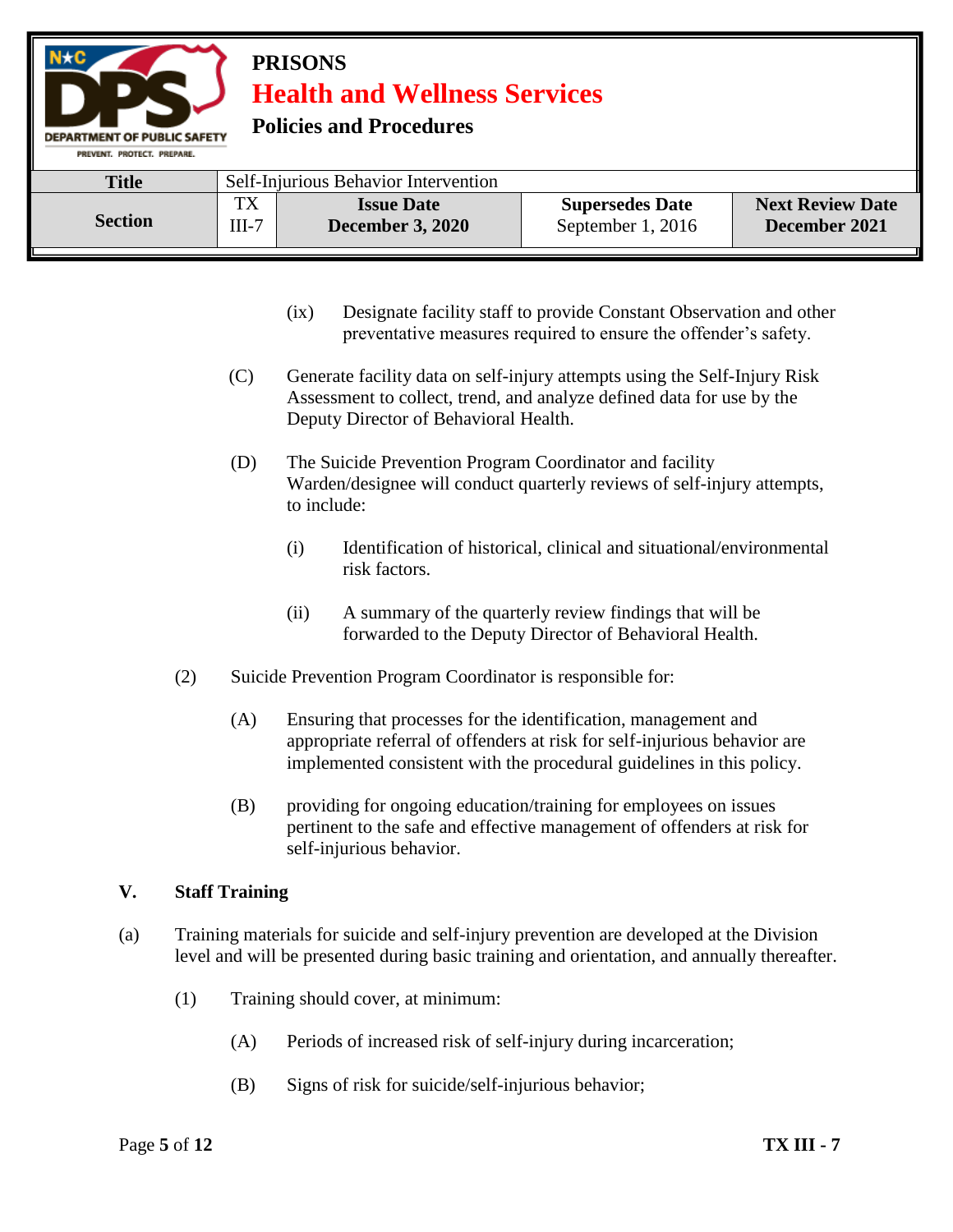(ix) Designate facility staff to provide Constant Observation and other preventative measures required to ensure the offender's safety.

(C) Generate facility data on self-injury attempts using the Self-Injury Risk Assessment to collect, trend, and analyze defined data for use by the Deputy Director of Behavioral Health.

(D) The Suicide Prevention Program Coordinator and facility Warden/designee will conduct quarterly reviews of self-injury attempts, to include:

(i) Identification of historical, clinical and situational/environmental risk factors.

(ii) A summary of the quarterly review findings that will be forwarded to the Deputy Director of Behavioral Health.

(2) Suicide Prevention Program Coordinator is responsible for:

(A) Ensuring that processes for the identification, management and appropriate referral of offenders at risk for self-injurious behavior are implemented consistent with the procedural guidelines in this policy.

(B) providing for ongoing education/training for employees on issues pertinent to the safe and effective management of offenders at risk for self-injurious behavior.

## V. Staff Training

(a) Training materials for suicide and self-injury prevention are developed at the Division level and will be presented during basic training and orientation, and annually thereafter.

(1) Training should cover, at minimum:

(A) Periods of increased risk of self-injury during incarceration;

(B) Signs of risk for suicide/self-injurious behavior;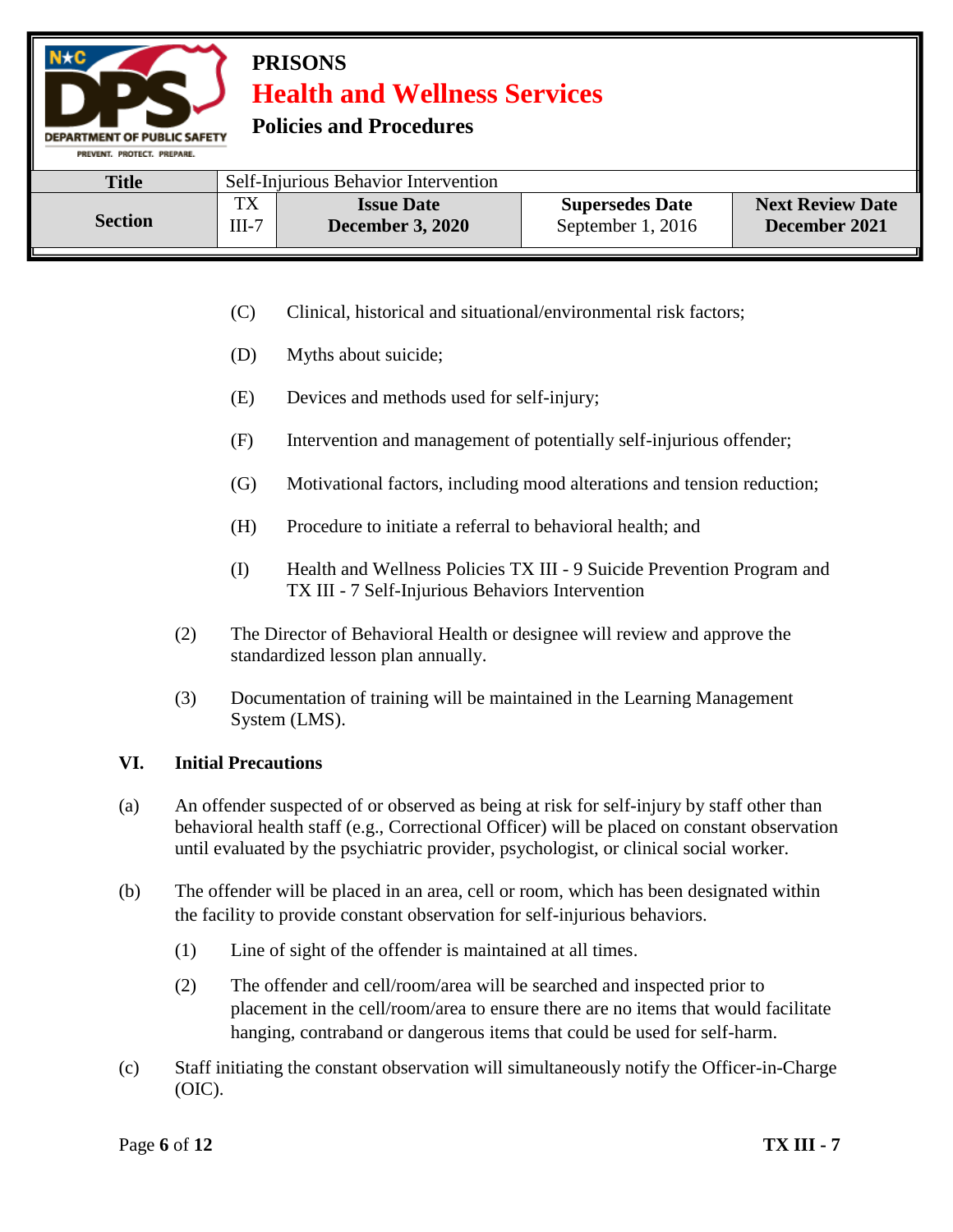(C) Clinical, historical and situational/environmental risk factors;

(D) Myths about suicide;

(E) Devices and methods used for self-injury;

(F) Intervention and management of potentially self-injurious offender;

(G) Motivational factors, including mood alterations and tension reduction;

(H) Procedure to initiate a referral to behavioral health; and

(I) Health and Wellness Policies TX III - 9 Suicide Prevention Program and TX III - 7 Self-Injurious Behaviors Intervention

(2) The Director of Behavioral Health or designee will review and approve the standardized lesson plan annually.

(3) Documentation of training will be maintained in the Learning Management System (LMS).

## VI. Initial Precautions

(a) An offender suspected of or observed as being at risk for self-injury by staff other than behavioral health staff (e.g., Correctional Officer) will be placed on constant observation until evaluated by the psychiatric provider, psychologist, or clinical social worker.

(b) The offender will be placed in an area, cell or room, which has been designated within the facility to provide constant observation for self-injurious behaviors.

(1) Line of sight of the offender is maintained at all times.

(2) The offender and cell/room/area will be searched and inspected prior to placement in the cell/room/area to ensure there are no items that would facilitate hanging, contraband or dangerous items that could be used for self-harm.

(c) Staff initiating the constant observation will simultaneously notify the Officer-in-Charge (OIC).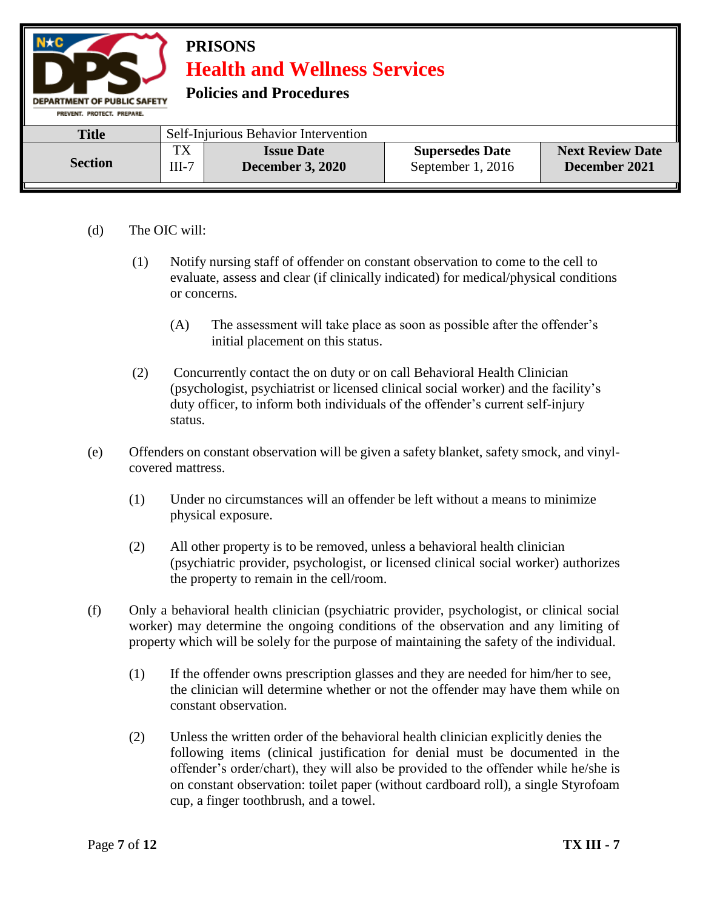(d) The OIC will:

   (1) Notify nursing staff of offender on constant observation to come to the cell to evaluate, assess and clear (if clinically indicated) for medical/physical conditions or concerns.

      (A) The assessment will take place as soon as possible after the offender's initial placement on this status.

   (2) Concurrently contact the on duty or on call Behavioral Health Clinician (psychologist, psychiatrist or licensed clinical social worker) and the facility's duty officer, to inform both individuals of the offender's current self-injury status.

(e) Offenders on constant observation will be given a safety blanket, safety smock, and vinyl-covered mattress.

   (1) Under no circumstances will an offender be left without a means to minimize physical exposure.

   (2) All other property is to be removed, unless a behavioral health clinician (psychiatric provider, psychologist, or licensed clinical social worker) authorizes the property to remain in the cell/room.

(f) Only a behavioral health clinician (psychiatric provider, psychologist, or clinical social worker) may determine the ongoing conditions of the observation and any limiting of property which will be solely for the purpose of maintaining the safety of the individual.

   (1) If the offender owns prescription glasses and they are needed for him/her to see, the clinician will determine whether or not the offender may have them while on constant observation.

   (2) Unless the written order of the behavioral health clinician explicitly denies the following items (clinical justification for denial must be documented in the offender's order/chart), they will also be provided to the offender while he/she is on constant observation: toilet paper (without cardboard roll), a single Styrofoam cup, a finger toothbrush, and a towel.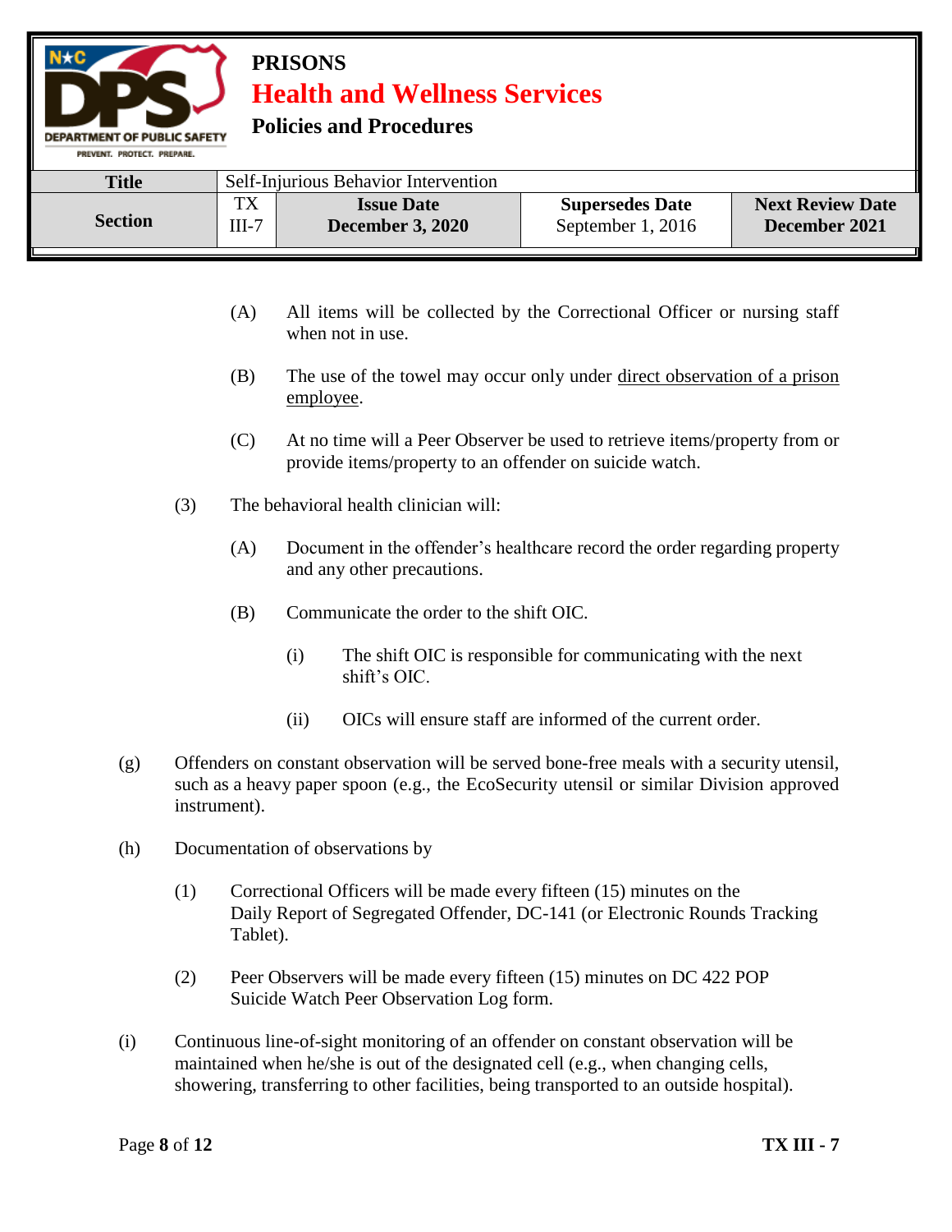(A) All items will be collected by the Correctional Officer or nursing staff when not in use.

(B) The use of the towel may occur only under <u>direct observation of a prison employee</u>.

(C) At no time will a Peer Observer be used to retrieve items/property from or provide items/property to an offender on suicide watch.

(3) The behavioral health clinician will:

(A) Document in the offender's healthcare record the order regarding property and any other precautions.

(B) Communicate the order to the shift OIC.

(i) The shift OIC is responsible for communicating with the next shift's OIC.

(ii) OICs will ensure staff are informed of the current order.

(g) Offenders on constant observation will be served bone-free meals with a security utensil, such as a heavy paper spoon (e.g., the EcoSecurity utensil or similar Division approved instrument).

(h) Documentation of observations by

(1) Correctional Officers will be made every fifteen (15) minutes on the Daily Report of Segregated Offender, DC-141 (or Electronic Rounds Tracking Tablet).

(2) Peer Observers will be made every fifteen (15) minutes on DC 422 POP Suicide Watch Peer Observation Log form.

(i) Continuous line-of-sight monitoring of an offender on constant observation will be maintained when he/she is out of the designated cell (e.g., when changing cells, showering, transferring to other facilities, being transported to an outside hospital).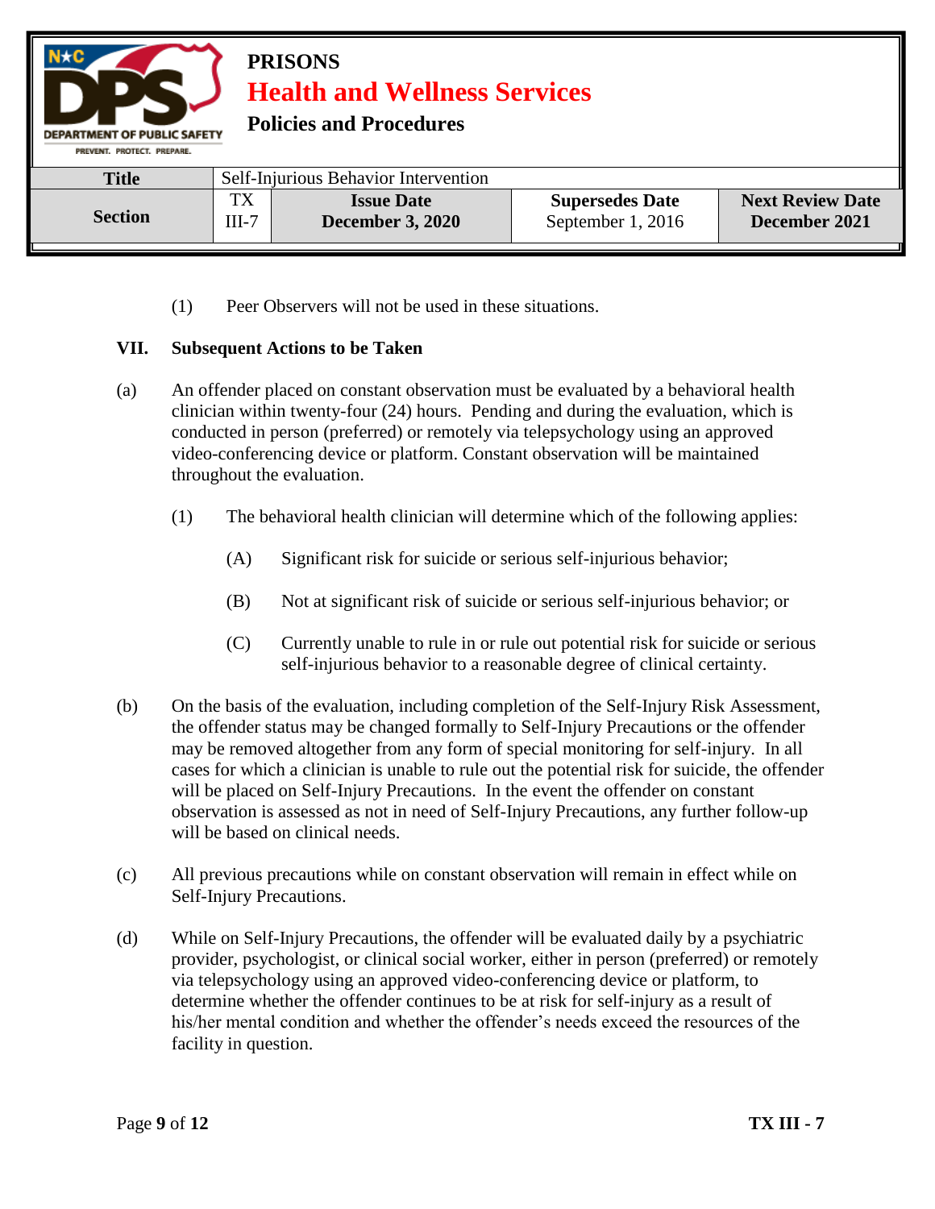(1) Peer Observers will not be used in these situations.

## VII. Subsequent Actions to be Taken

(a) An offender placed on constant observation must be evaluated by a behavioral health clinician within twenty-four (24) hours. Pending and during the evaluation, which is conducted in person (preferred) or remotely via telepsychology using an approved video-conferencing device or platform. Constant observation will be maintained throughout the evaluation.

(1) The behavioral health clinician will determine which of the following applies:

(A) Significant risk for suicide or serious self-injurious behavior;

(B) Not at significant risk of suicide or serious self-injurious behavior; or

(C) Currently unable to rule in or rule out potential risk for suicide or serious self-injurious behavior to a reasonable degree of clinical certainty.

(b) On the basis of the evaluation, including completion of the Self-Injury Risk Assessment, the offender status may be changed formally to Self-Injury Precautions or the offender may be removed altogether from any form of special monitoring for self-injury. In all cases for which a clinician is unable to rule out the potential risk for suicide, the offender will be placed on Self-Injury Precautions. In the event the offender on constant observation is assessed as not in need of Self-Injury Precautions, any further follow-up will be based on clinical needs.

(c) All previous precautions while on constant observation will remain in effect while on Self-Injury Precautions.

(d) While on Self-Injury Precautions, the offender will be evaluated daily by a psychiatric provider, psychologist, or clinical social worker, either in person (preferred) or remotely via telepsychology using an approved video-conferencing device or platform, to determine whether the offender continues to be at risk for self-injury as a result of his/her mental condition and whether the offender's needs exceed the resources of the facility in question.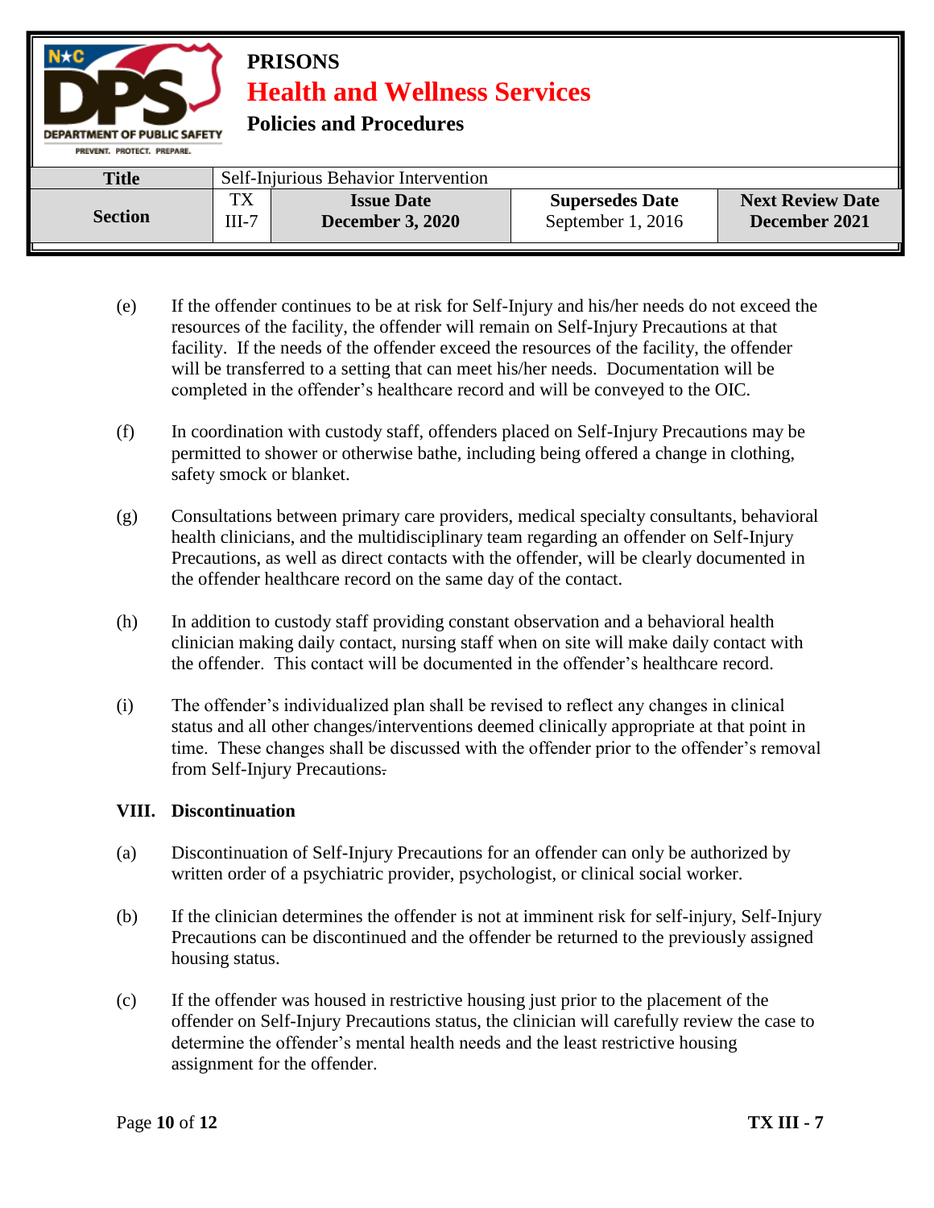(e) If the offender continues to be at risk for Self-Injury and his/her needs do not exceed the resources of the facility, the offender will remain on Self-Injury Precautions at that facility. If the needs of the offender exceed the resources of the facility, the offender will be transferred to a setting that can meet his/her needs. Documentation will be completed in the offender's healthcare record and will be conveyed to the OIC.

(f) In coordination with custody staff, offenders placed on Self-Injury Precautions may be permitted to shower or otherwise bathe, including being offered a change in clothing, safety smock or blanket.

(g) Consultations between primary care providers, medical specialty consultants, behavioral health clinicians, and the multidisciplinary team regarding an offender on Self-Injury Precautions, as well as direct contacts with the offender, will be clearly documented in the offender healthcare record on the same day of the contact.

(h) In addition to custody staff providing constant observation and a behavioral health clinician making daily contact, nursing staff when on site will make daily contact with the offender. This contact will be documented in the offender's healthcare record.

(i) The offender's individualized plan shall be revised to reflect any changes in clinical status and all other changes/interventions deemed clinically appropriate at that point in time. These changes shall be discussed with the offender prior to the offender's removal from Self-Injury Precautions.

## VIII. Discontinuation

(a) Discontinuation of Self-Injury Precautions for an offender can only be authorized by written order of a psychiatric provider, psychologist, or clinical social worker.

(b) If the clinician determines the offender is not at imminent risk for self-injury, Self-Injury Precautions can be discontinued and the offender be returned to the previously assigned housing status.

(c) If the offender was housed in restrictive housing just prior to the placement of the offender on Self-Injury Precautions status, the clinician will carefully review the case to determine the offender's mental health needs and the least restrictive housing assignment for the offender.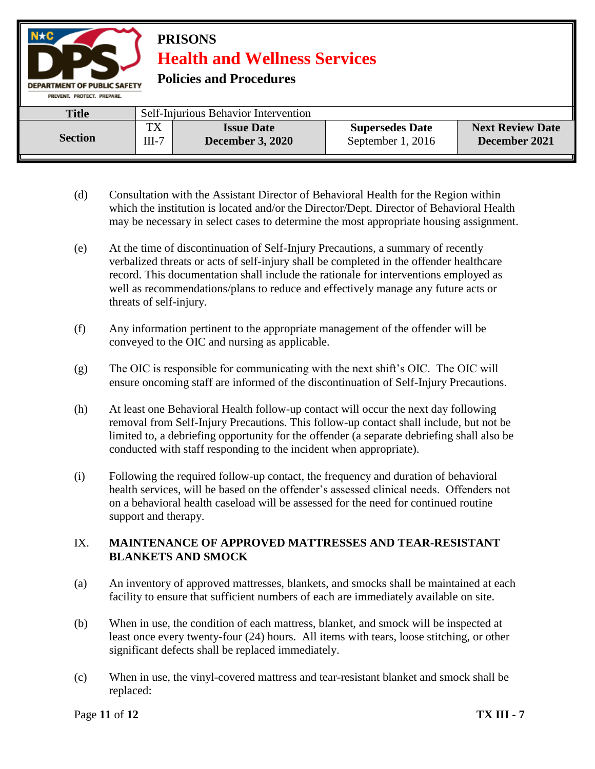(d) Consultation with the Assistant Director of Behavioral Health for the Region within which the institution is located and/or the Director/Dept. Director of Behavioral Health may be necessary in select cases to determine the most appropriate housing assignment.

(e) At the time of discontinuation of Self-Injury Precautions, a summary of recently verbalized threats or acts of self-injury shall be completed in the offender healthcare record. This documentation shall include the rationale for interventions employed as well as recommendations/plans to reduce and effectively manage any future acts or threats of self-injury.

(f) Any information pertinent to the appropriate management of the offender will be conveyed to the OIC and nursing as applicable.

(g) The OIC is responsible for communicating with the next shift's OIC. The OIC will ensure oncoming staff are informed of the discontinuation of Self-Injury Precautions.

(h) At least one Behavioral Health follow-up contact will occur the next day following removal from Self-Injury Precautions. This follow-up contact shall include, but not be limited to, a debriefing opportunity for the offender (a separate debriefing shall also be conducted with staff responding to the incident when appropriate).

(i) Following the required follow-up contact, the frequency and duration of behavioral health services, will be based on the offender's assessed clinical needs. Offenders not on a behavioral health caseload will be assessed for the need for continued routine support and therapy.

## IX. MAINTENANCE OF APPROVED MATTRESSES AND TEAR-RESISTANT BLANKETS AND SMOCK

(a) An inventory of approved mattresses, blankets, and smocks shall be maintained at each facility to ensure that sufficient numbers of each are immediately available on site.

(b) When in use, the condition of each mattress, blanket, and smock will be inspected at least once every twenty-four (24) hours. All items with tears, loose stitching, or other significant defects shall be replaced immediately.

(c) When in use, the vinyl-covered mattress and tear-resistant blanket and smock shall be replaced: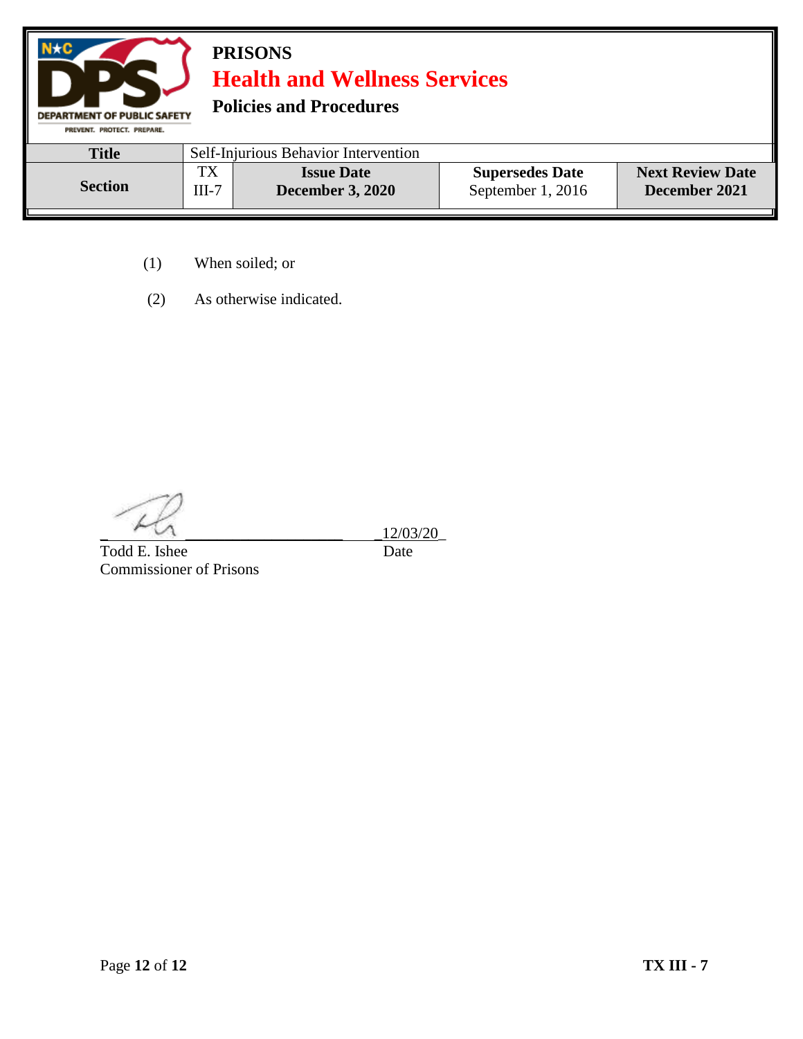(1) When soiled; or

(2) As otherwise indicated.

_______________________________ _12/03/20_

Todd E. Ishee
Commissioner of Prisons

Date